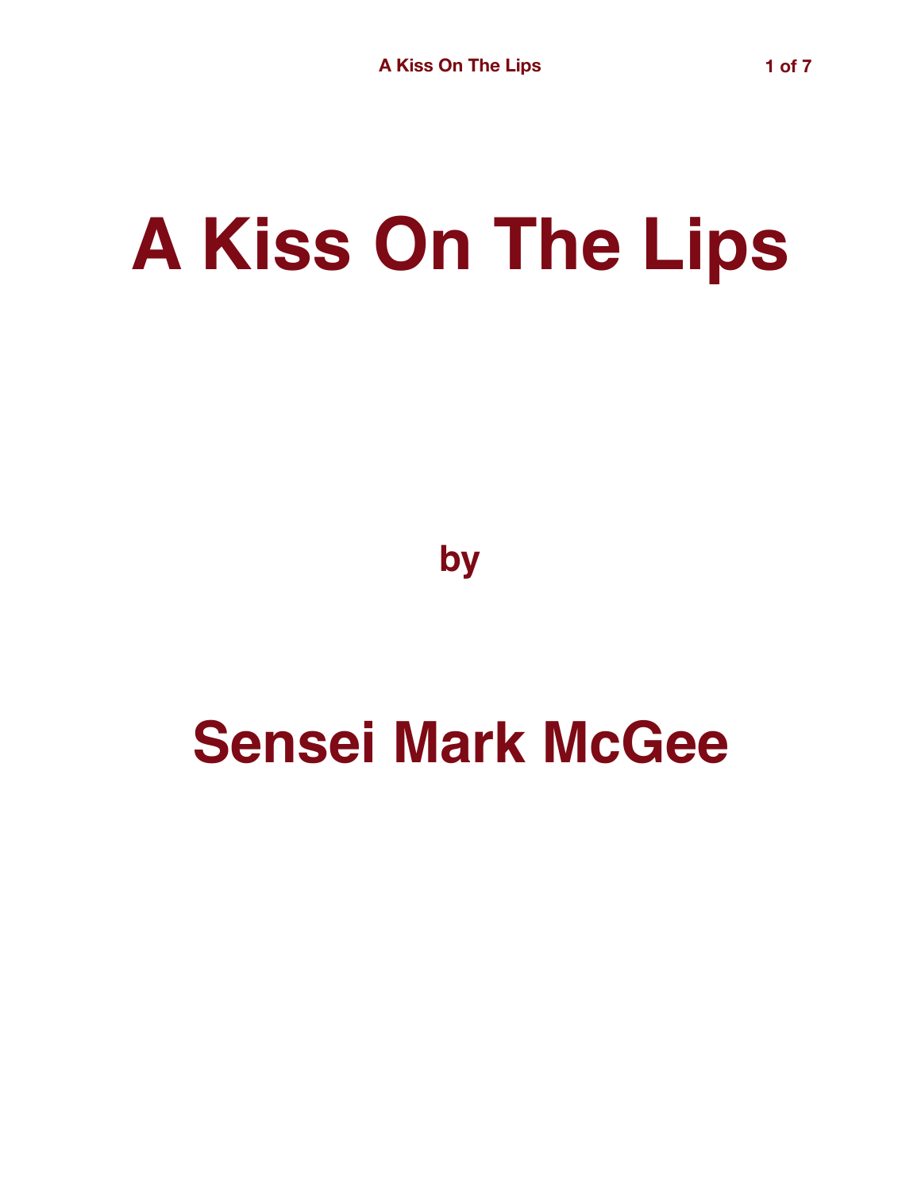# A Kiss On The Lips

**by**

## Sensei Mark McGee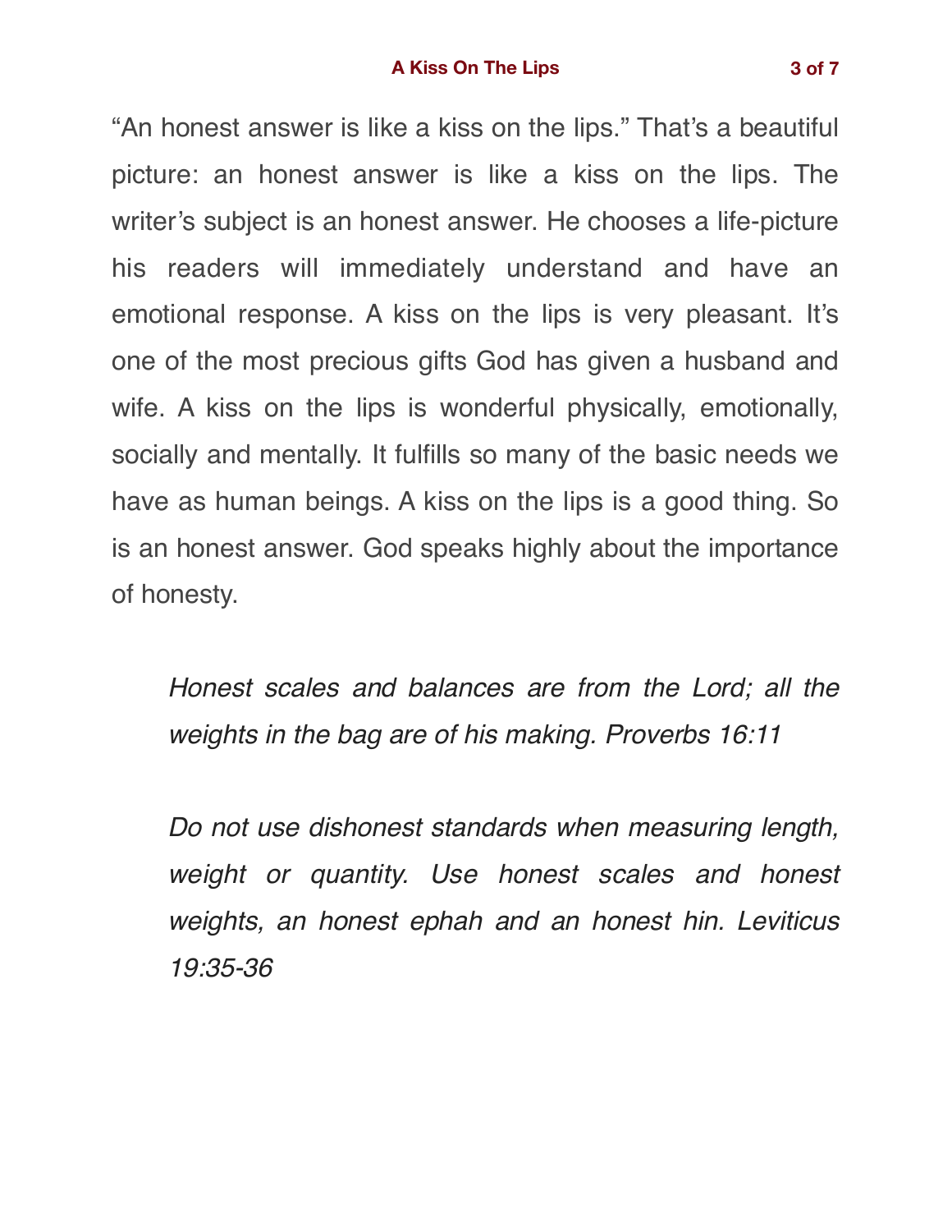"An honest answer is like a kiss on the lips." That's a beautiful picture: an honest answer is like a kiss on the lips. The writer's subject is an honest answer. He chooses a life-picture his readers will immediately understand and have an emotional response. A kiss on the lips is very pleasant. It's one of the most precious gifts God has given a husband and wife. A kiss on the lips is wonderful physically, emotionally, socially and mentally. It fulfills so many of the basic needs we have as human beings. A kiss on the lips is a good thing. So is an honest answer. God speaks highly about the importance of honesty.

> *Honest scales and balances are from the Lord; all the weights in the bag are of his making. Proverbs 16:11*

> *Do not use dishonest standards when measuring length, weight or quantity. Use honest scales and honest weights, an honest ephah and an honest hin. Leviticus 19:35-36*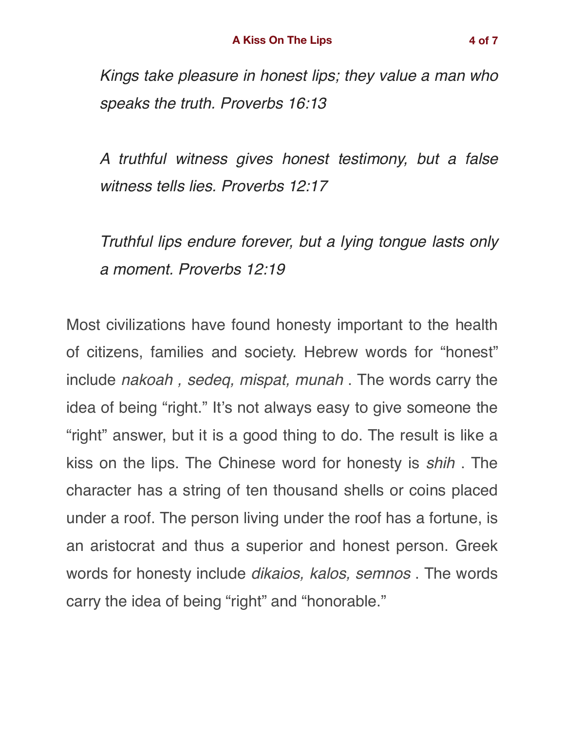*Kings take pleasure in honest lips; they value a man who speaks the truth. Proverbs 16:13*

*A truthful witness gives honest testimony, but a false witness tells lies. Proverbs 12:17*

*Truthful lips endure forever, but a lying tongue lasts only a moment. Proverbs 12:19*

Most civilizations have found honesty important to the health of citizens, families and society. Hebrew words for “honest” include *nakoah , sedeq, mispat, munah* . The words carry the idea of being “right.” It’s not always easy to give someone the “right” answer, but it is a good thing to do. The result is like a kiss on the lips. The Chinese word for honesty is *shih* . The character has a string of ten thousand shells or coins placed under a roof. The person living under the roof has a fortune, is an aristocrat and thus a superior and honest person. Greek words for honesty include *dikaios, kalos, semnos* . The words carry the idea of being “right” and “honorable.”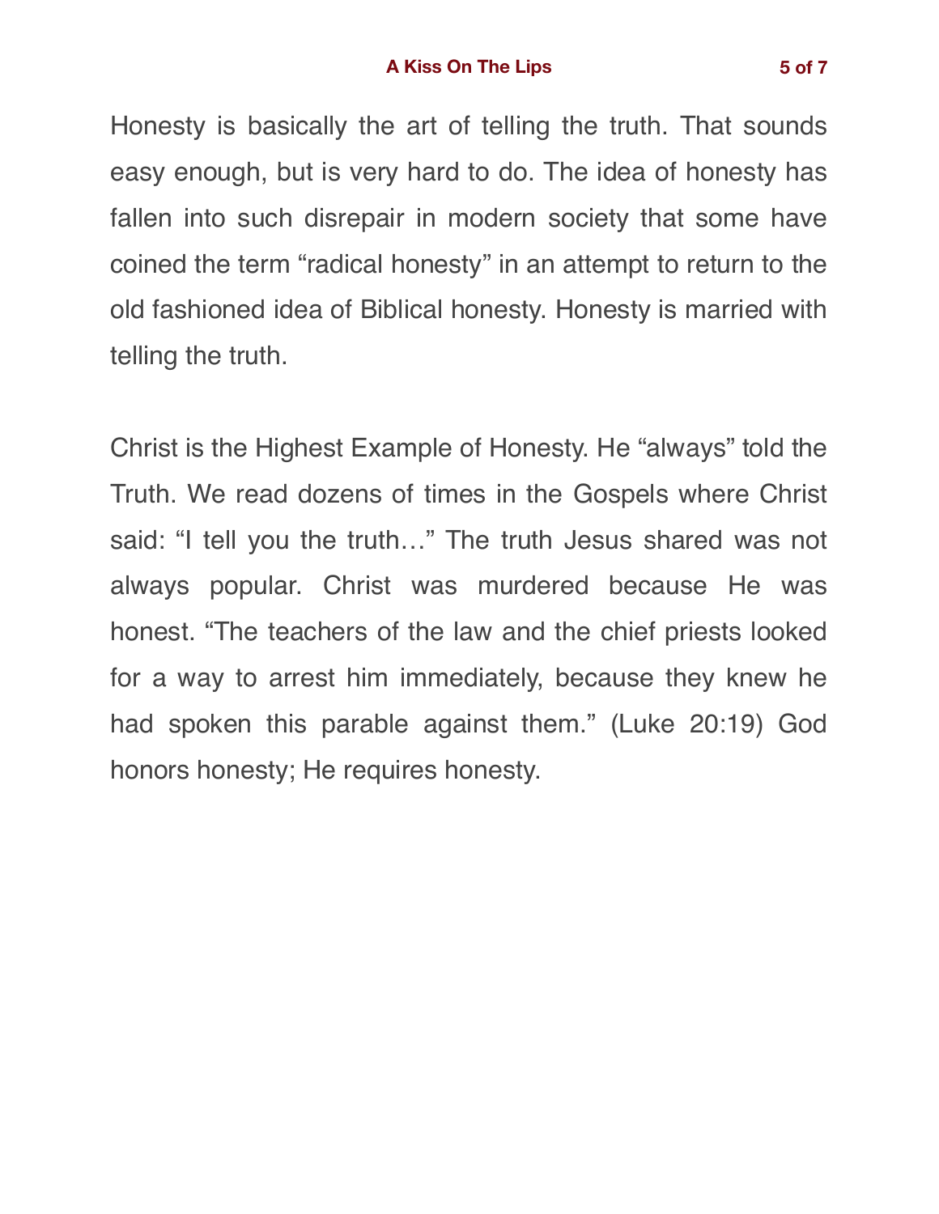Honesty is basically the art of telling the truth. That sounds easy enough, but is very hard to do. The idea of honesty has fallen into such disrepair in modern society that some have coined the term “radical honesty” in an attempt to return to the old fashioned idea of Biblical honesty. Honesty is married with telling the truth.

Christ is the Highest Example of Honesty. He “always” told the Truth. We read dozens of times in the Gospels where Christ said: “I tell you the truth…” The truth Jesus shared was not always popular. Christ was murdered because He was honest. “The teachers of the law and the chief priests looked for a way to arrest him immediately, because they knew he had spoken this parable against them.” (Luke 20:19) God honors honesty; He requires honesty.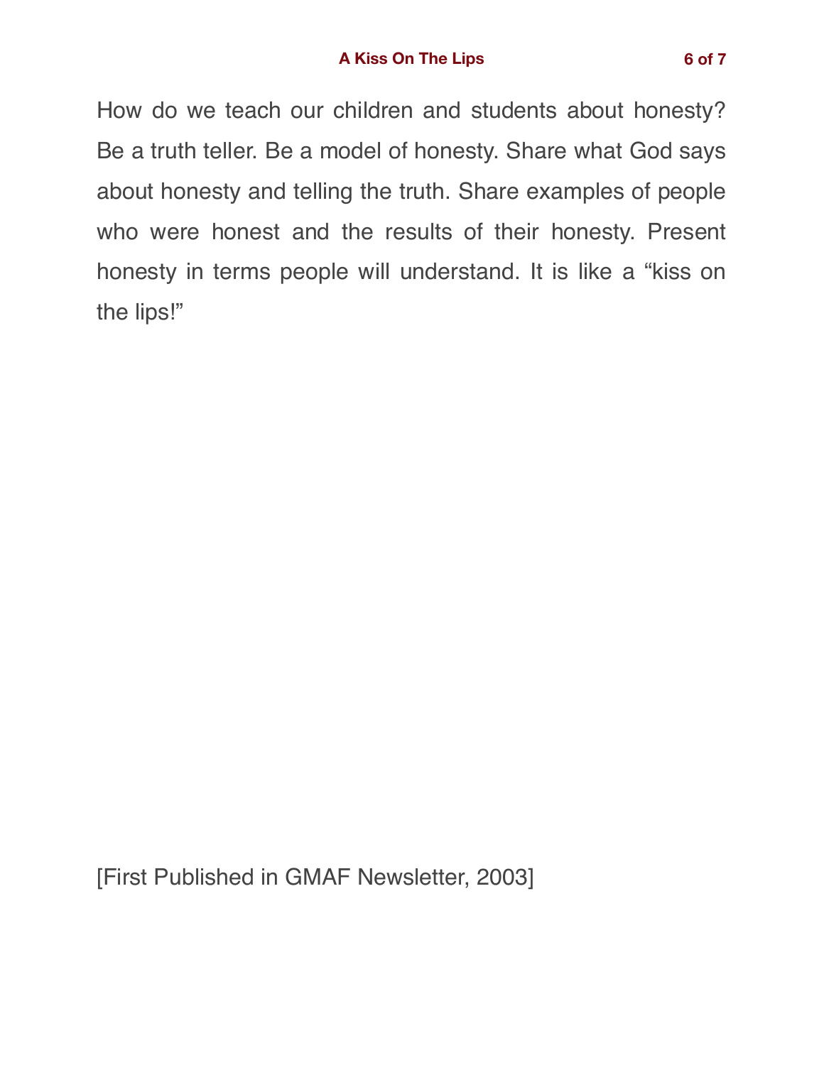How do we teach our children and students about honesty? Be a truth teller. Be a model of honesty. Share what God says about honesty and telling the truth. Share examples of people who were honest and the results of their honesty. Present honesty in terms people will understand. It is like a "kiss on the lips!"

[First Published in GMAF Newsletter, 2003]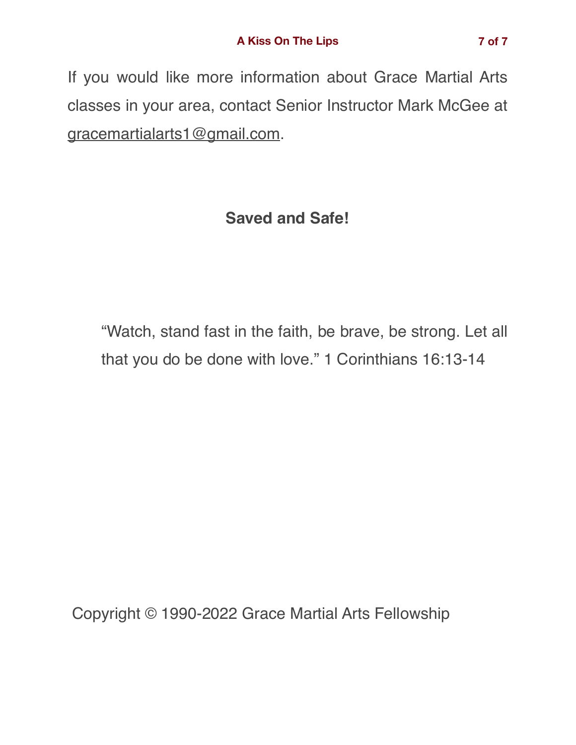If you would like more information about Grace Martial Arts classes in your area, contact Senior Instructor Mark McGee at gracemartialarts1@gmail.com.

**Saved and Safe!**

> "Watch, stand fast in the faith, be brave, be strong. Let all that you do be done with love." 1 Corinthians 16:13-14

Copyright © 1990-2022 Grace Martial Arts Fellowship